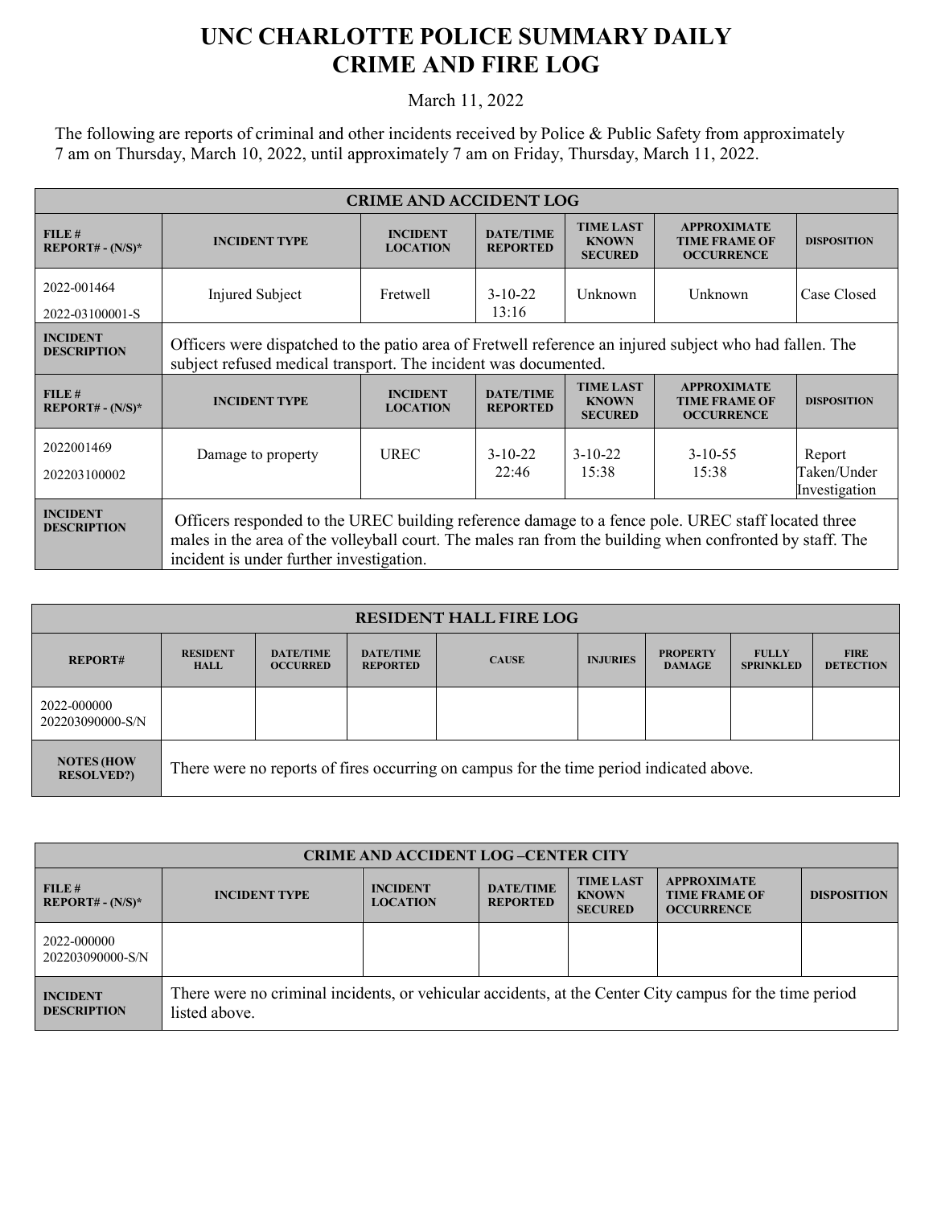# UNC CHARLOTTE POLICE SUMMARY DAILY CRIME AND FIRE LOG

March 11, 2022

The following are reports of criminal and other incidents received by Police & Public Safety from approximately 7 am on Thursday, March 10, 2022, until approximately 7 am on Friday, Thursday, March 11, 2022.

| CRIME AND ACCIDENT LOG | | | | | | |
|---|---|---|---|---|---|---|
| **FILE # REPORT# - (N/S)*** | **INCIDENT TYPE** | **INCIDENT LOCATION** | **DATE/TIME REPORTED** | **TIME LAST KNOWN SECURED** | **APPROXIMATE TIME FRAME OF OCCURRENCE** | **DISPOSITION** |
| 2022-001464 2022-03100001-S | Injured Subject | Fretwell | 3-10-22 13:16 | Unknown | Unknown | Case Closed |
| **INCIDENT DESCRIPTION** | Officers were dispatched to the patio area of Fretwell reference an injured subject who had fallen. The subject refused medical transport. The incident was documented. | | | | | |
| **FILE # REPORT# - (N/S)*** | **INCIDENT TYPE** | **INCIDENT LOCATION** | **DATE/TIME REPORTED** | **TIME LAST KNOWN SECURED** | **APPROXIMATE TIME FRAME OF OCCURRENCE** | **DISPOSITION** |
| 2022001469 202203100002 | Damage to property | UREC | 3-10-22 22:46 | 3-10-22 15:38 | 3-10-55 15:38 | Report Taken/Under Investigation |
| **INCIDENT DESCRIPTION** | Officers responded to the UREC building reference damage to a fence pole. UREC staff located three males in the area of the volleyball court. The males ran from the building when confronted by staff. The incident is under further investigation. | | | | | |

| RESIDENT HALL FIRE LOG | | | | | | | | |
|---|---|---|---|---|---|---|---|---|
| **REPORT#** | **RESIDENT HALL** | **DATE/TIME OCCURRED** | **DATE/TIME REPORTED** | **CAUSE** | **INJURIES** | **PROPERTY DAMAGE** | **FULLY SPRINKLED** | **FIRE DETECTION** |
| 2022-000000 202203090000-S/N | | | | | | | | |
| **NOTES (HOW RESOLVED?)** | There were no reports of fires occurring on campus for the time period indicated above. | | | | | | | |

| CRIME AND ACCIDENT LOG –CENTER CITY | | | | | | |
|---|---|---|---|---|---|---|
| **FILE # REPORT# - (N/S)*** | **INCIDENT TYPE** | **INCIDENT LOCATION** | **DATE/TIME REPORTED** | **TIME LAST KNOWN SECURED** | **APPROXIMATE TIME FRAME OF OCCURRENCE** | **DISPOSITION** |
| 2022-000000 202203090000-S/N | | | | | | |
| **INCIDENT DESCRIPTION** | There were no criminal incidents, or vehicular accidents, at the Center City campus for the time period listed above. | | | | | |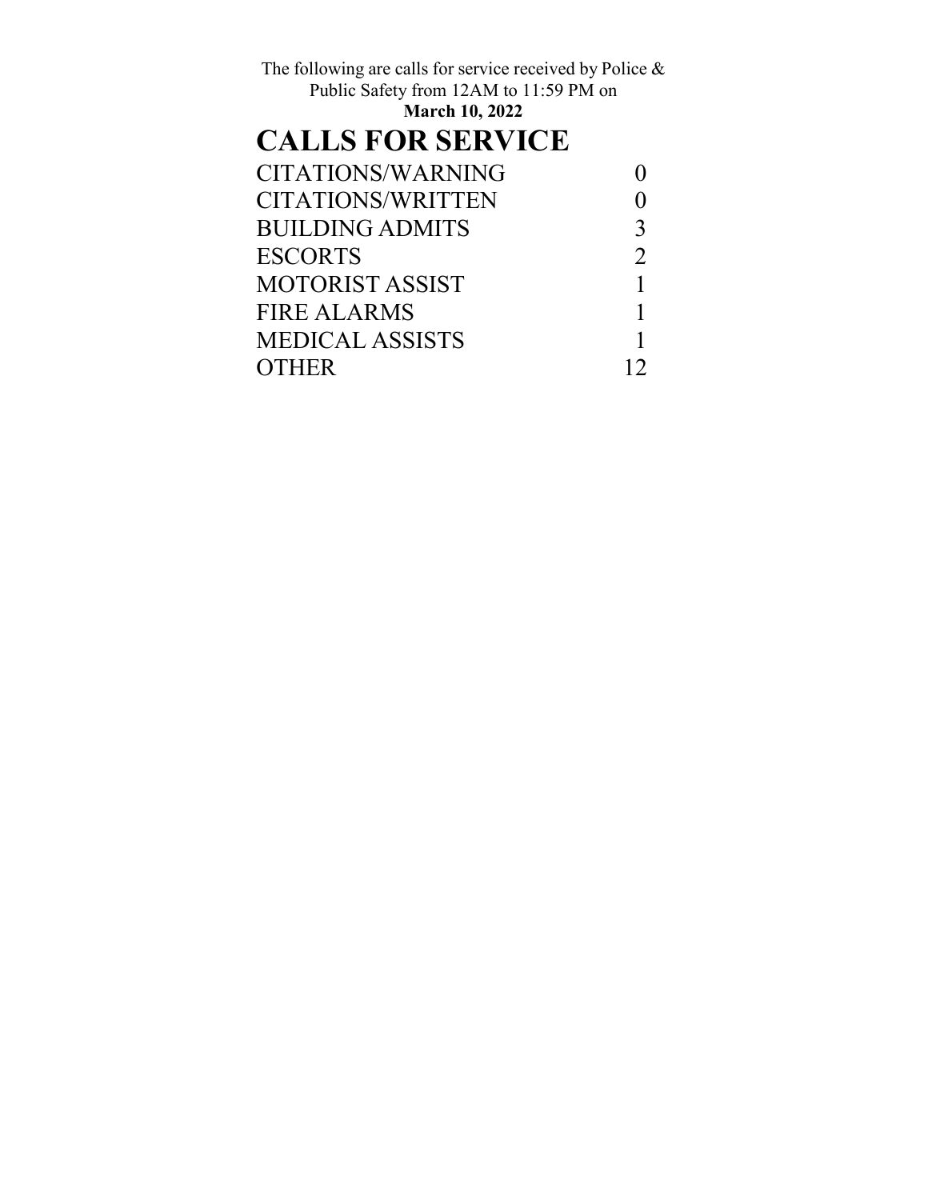The following are calls for service received by Police & Public Safety from 12AM to 11:59 PM on

**March 10, 2022**

# CALLS FOR SERVICE

| | |
|---|---|
| CITATIONS/WARNING | 0 |
| CITATIONS/WRITTEN | 0 |
| BUILDING ADMITS | 3 |
| ESCORTS | 2 |
| MOTORIST ASSIST | 1 |
| FIRE ALARMS | 1 |
| MEDICAL ASSISTS | 1 |
| OTHER | 12 |